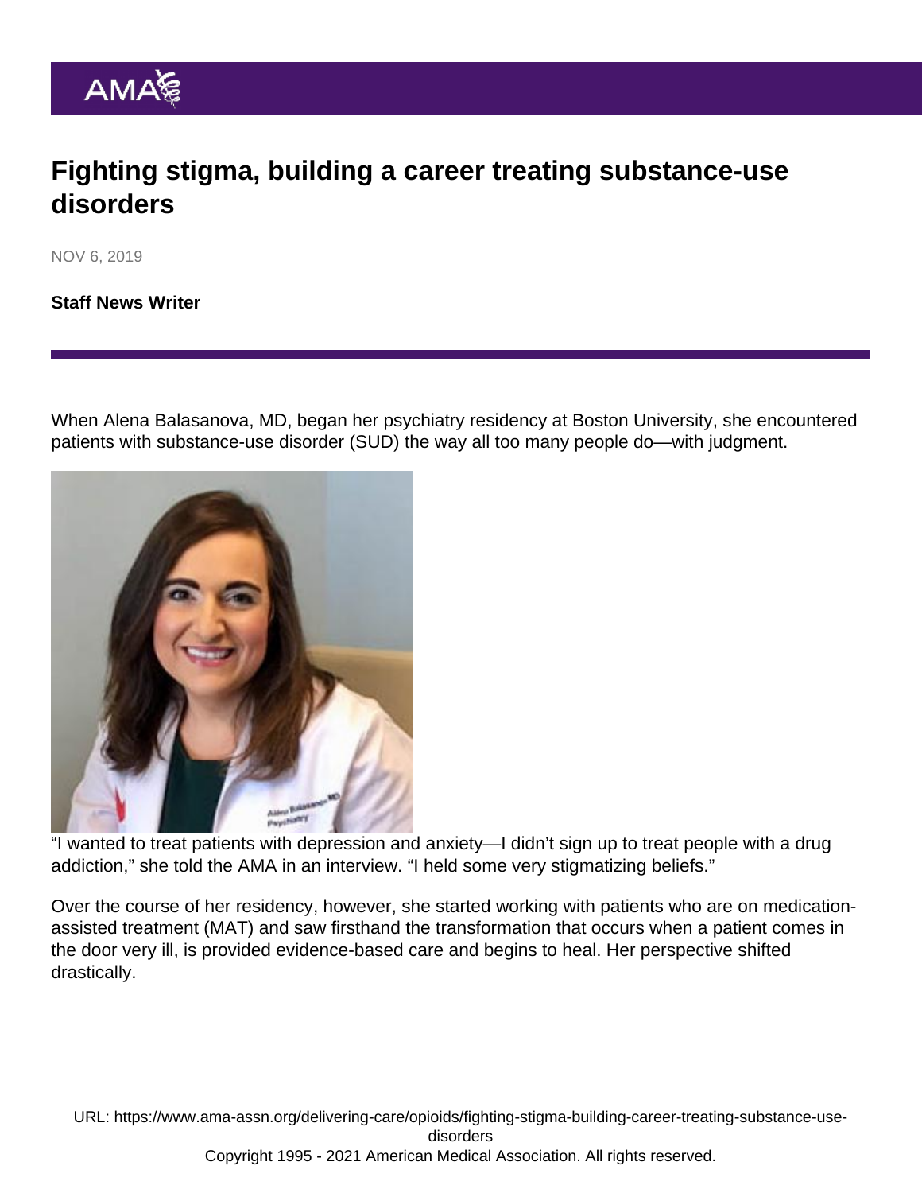# Fighting stigma, building a career treating substance-use disorders

NOV 6, 2019

**Staff News Writer**

When Alena Balasanova, MD, began her psychiatry residency at Boston University, she encountered patients with substance-use disorder (SUD) the way all too many people do—with judgment.

"I wanted to treat patients with depression and anxiety—I didn't sign up to treat people with a drug addiction," she told the AMA in an interview. "I held some very stigmatizing beliefs."

Over the course of her residency, however, she started working with patients who are on medication-assisted treatment (MAT) and saw firsthand the transformation that occurs when a patient comes in the door very ill, is provided evidence-based care and begins to heal. Her perspective shifted drastically.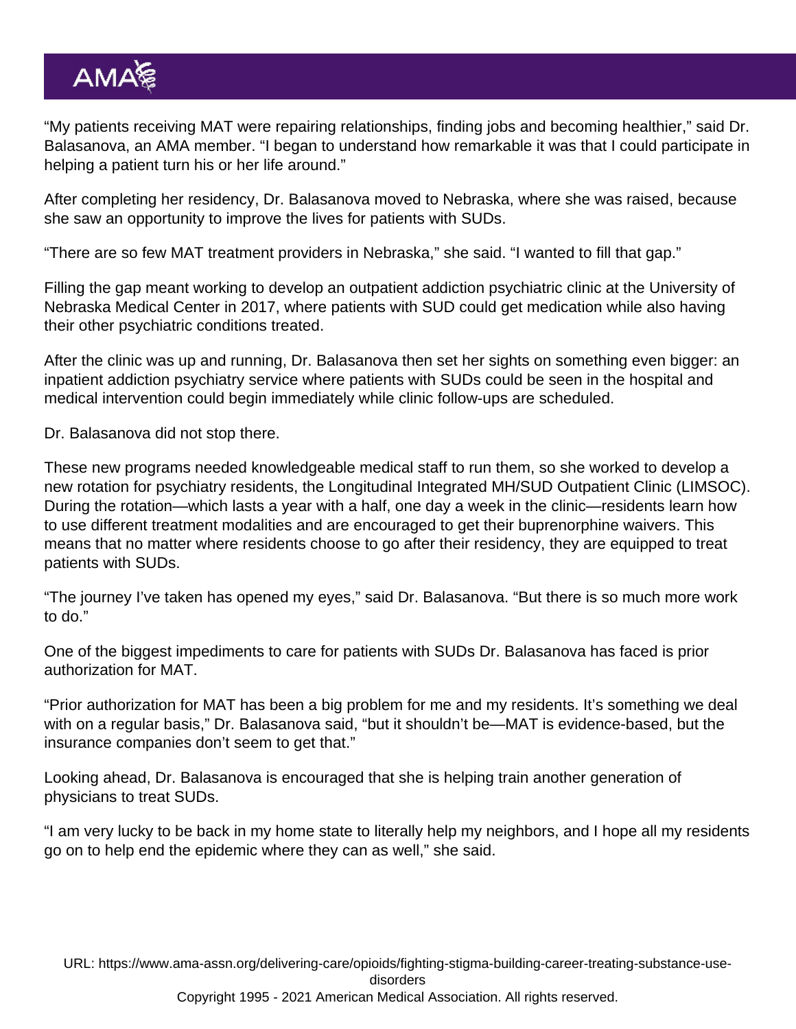"My patients receiving MAT were repairing relationships, finding jobs and becoming healthier," said Dr. Balasanova, an AMA member. "I began to understand how remarkable it was that I could participate in helping a patient turn his or her life around."

After completing her residency, Dr. Balasanova moved to Nebraska, where she was raised, because she saw an opportunity to improve the lives for patients with SUDs.

"There are so few MAT treatment providers in Nebraska," she said. "I wanted to fill that gap."

Filling the gap meant working to develop an outpatient addiction psychiatric clinic at the University of Nebraska Medical Center in 2017, where patients with SUD could get medication while also having their other psychiatric conditions treated.

After the clinic was up and running, Dr. Balasanova then set her sights on something even bigger: an inpatient addiction psychiatry service where patients with SUDs could be seen in the hospital and medical intervention could begin immediately while clinic follow-ups are scheduled.

Dr. Balasanova did not stop there.

These new programs needed knowledgeable medical staff to run them, so she worked to develop a new rotation for psychiatry residents, the Longitudinal Integrated MH/SUD Outpatient Clinic (LIMSOC). During the rotation—which lasts a year with a half, one day a week in the clinic—residents learn how to use different treatment modalities and are encouraged to get their buprenorphine waivers. This means that no matter where residents choose to go after their residency, they are equipped to treat patients with SUDs.

"The journey I've taken has opened my eyes," said Dr. Balasanova. "But there is so much more work to do."

One of the biggest impediments to care for patients with SUDs Dr. Balasanova has faced is prior authorization for MAT.

"Prior authorization for MAT has been a big problem for me and my residents. It's something we deal with on a regular basis," Dr. Balasanova said, "but it shouldn't be—MAT is evidence-based, but the insurance companies don't seem to get that."

Looking ahead, Dr. Balasanova is encouraged that she is helping train another generation of physicians to treat SUDs.

"I am very lucky to be back in my home state to literally help my neighbors, and I hope all my residents go on to help end the epidemic where they can as well," she said.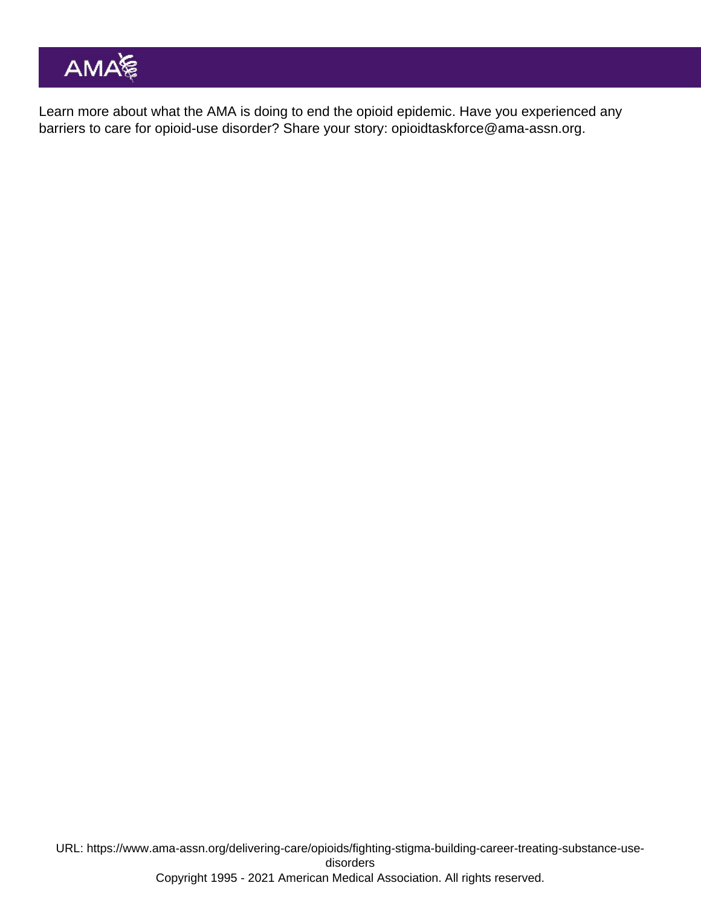Learn more about what the AMA is doing to end the opioid epidemic. Have you experienced any barriers to care for opioid-use disorder? Share your story: opioidtaskforce@ama-assn.org.